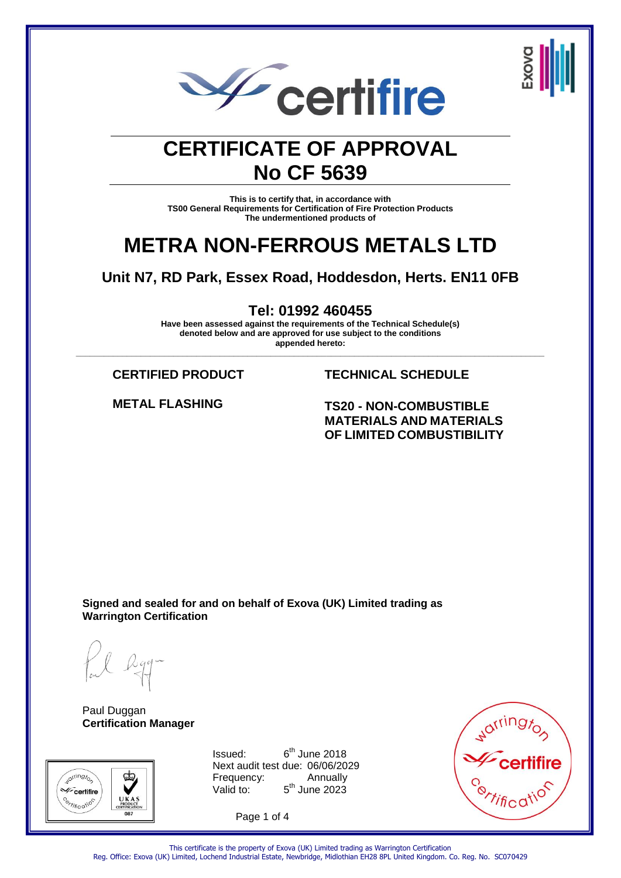# CERTIFICATE OF APPROVAL
# No CF 5639

**This is to certify that, in accordance with**
**TS00 General Requirements for Certification of Fire Protection Products**
**The undermentioned products of**

# METRA NON-FERROUS METALS LTD

## Unit N7, RD Park, Essex Road, Hoddesdon, Herts. EN11 0FB

## Tel: 01992 460455

**Have been assessed against the requirements of the Technical Schedule(s) denoted below and are approved for use subject to the conditions appended hereto:**

| CERTIFIED PRODUCT | TECHNICAL SCHEDULE |
| --- | --- |
| METAL FLASHING | TS20 - NON-COMBUSTIBLE MATERIALS AND MATERIALS OF LIMITED COMBUSTIBILITY |

**Signed and sealed for and on behalf of Exova (UK) Limited trading as Warrington Certification**

Paul Duggan
**Certification Manager**

Issued: 6th June 2018
Next audit test due: 06/06/2029
Frequency: Annually
Valid to: 5th June 2023

This certificate is the property of Exova (UK) Limited trading as Warrington Certification
Reg. Office: Exova (UK) Limited, Lochend Industrial Estate, Newbridge, Midlothian EH28 8PL United Kingdom. Co. Reg. No. SC070429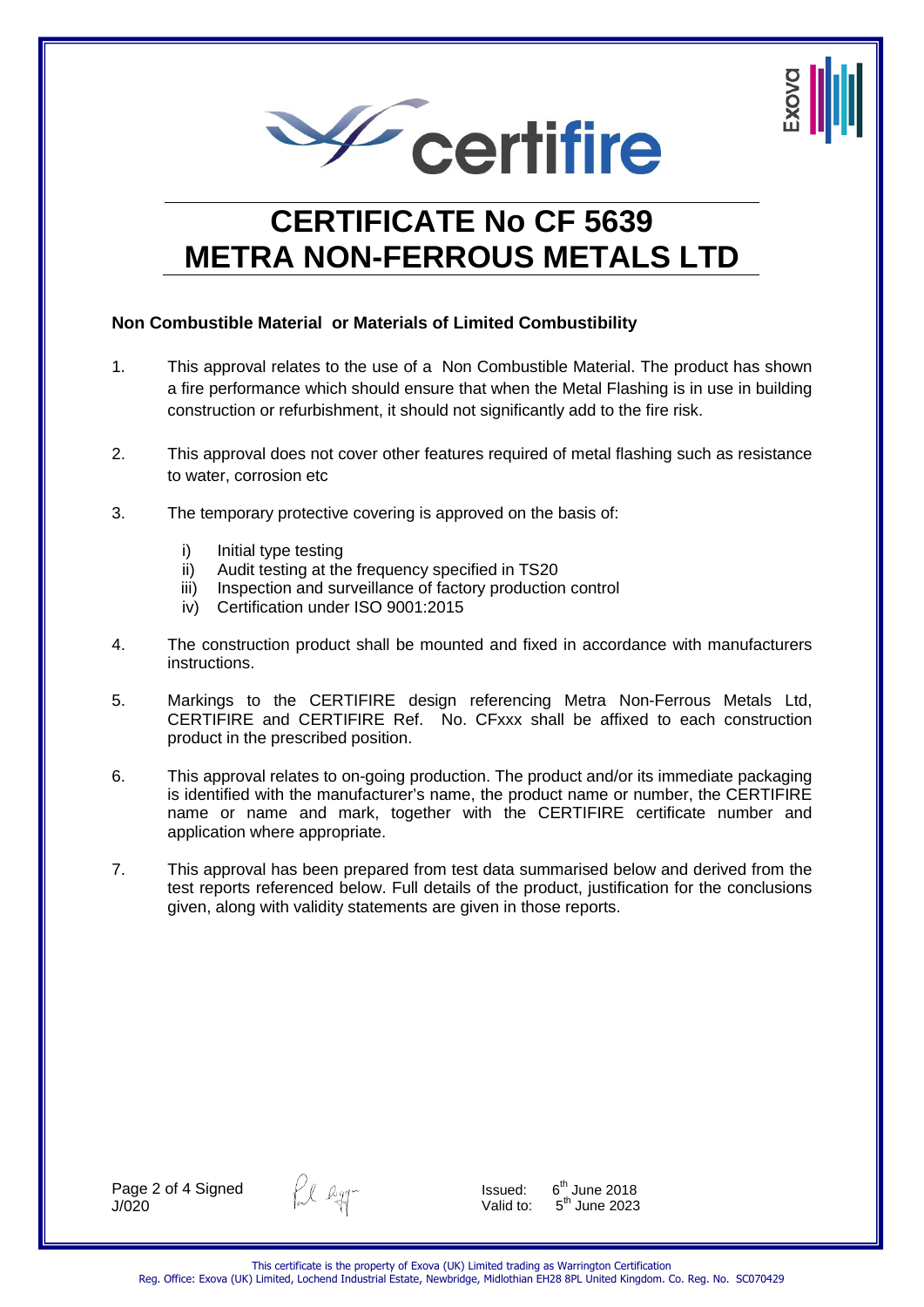# CERTIFICATE No CF 5639
# METRA NON-FERROUS METALS LTD

**Non Combustible Material or Materials of Limited Combustibility**

1. This approval relates to the use of a Non Combustible Material. The product has shown a fire performance which should ensure that when the Metal Flashing is in use in building construction or refurbishment, it should not significantly add to the fire risk.

2. This approval does not cover other features required of metal flashing such as resistance to water, corrosion etc

3. The temporary protective covering is approved on the basis of:

   i) Initial type testing
   ii) Audit testing at the frequency specified in TS20
   iii) Inspection and surveillance of factory production control
   iv) Certification under ISO 9001:2015

4. The construction product shall be mounted and fixed in accordance with manufacturers instructions.

5. Markings to the CERTIFIRE design referencing Metra Non-Ferrous Metals Ltd, CERTIFIRE and CERTIFIRE Ref. No. CFxxx shall be affixed to each construction product in the prescribed position.

6. This approval relates to on-going production. The product and/or its immediate packaging is identified with the manufacturer's name, the product name or number, the CERTIFIRE name or name and mark, together with the CERTIFIRE certificate number and application where appropriate.

7. This approval has been prepared from test data summarised below and derived from the test reports referenced below. Full details of the product, justification for the conclusions given, along with validity statements are given in those reports.

Signed J/020

Issued: 6th June 2018
Valid to: 5th June 2023

This certificate is the property of Exova (UK) Limited trading as Warrington Certification
Reg. Office: Exova (UK) Limited, Lochend Industrial Estate, Newbridge, Midlothian EH28 8PL United Kingdom. Co. Reg. No. SC070429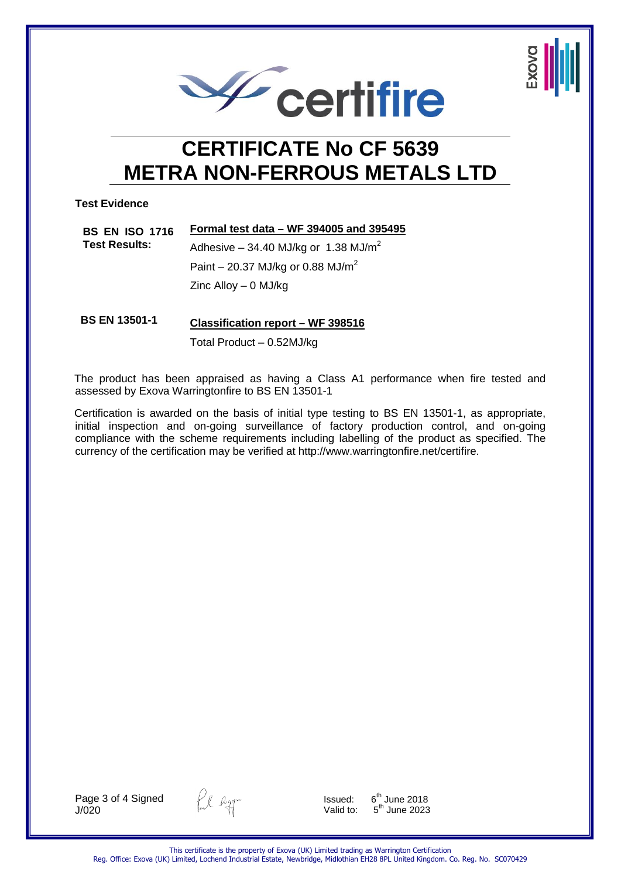# CERTIFICATE No CF 5639
# METRA NON-FERROUS METALS LTD

**Test Evidence**

| | |
|---|---|
| **BS EN ISO 1716 Test Results:** | **Formal test data – WF 394005 and 395495** |
| | Adhesive – 34.40 MJ/kg or 1.38 $MJ/m^2$ |
| | Paint – 20.37 MJ/kg or 0.88 $MJ/m^2$ |
| | Zinc Alloy – 0 MJ/kg |
| **BS EN 13501-1** | **Classification report – WF 398516** |
| | Total Product – 0.52MJ/kg |

The product has been appraised as having a Class A1 performance when fire tested and assessed by Exova Warringtonfire to BS EN 13501-1

Certification is awarded on the basis of initial type testing to BS EN 13501-1, as appropriate, initial inspection and on-going surveillance of factory production control, and on-going compliance with the scheme requirements including labelling of the product as specified. The currency of the certification may be verified at http://www.warringtonfire.net/certifire.

Signed
J/020

Issued: 6th June 2018
Valid to: 5th June 2023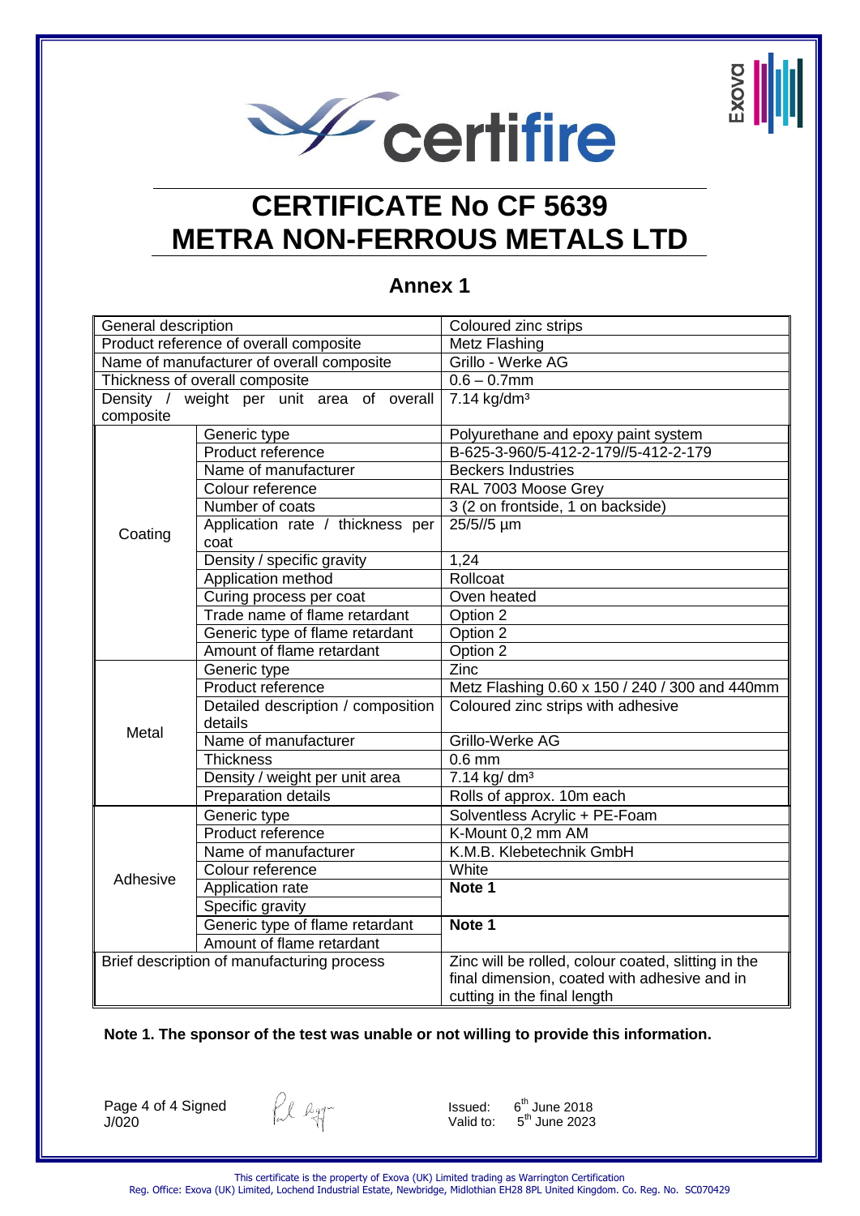# CERTIFICATE No CF 5639
# METRA NON-FERROUS METALS LTD

## Annex 1

| | | |
|---|---|---|
| General description | | Coloured zinc strips |
| Product reference of overall composite | | Metz Flashing |
| Name of manufacturer of overall composite | | Grillo - Werke AG |
| Thickness of overall composite | | 0.6 – 0.7mm |
| Density / weight per unit area of overall composite | | 7.14 kg/dm³ |
| Coating | Generic type | Polyurethane and epoxy paint system |
| | Product reference | B-625-3-960/5-412-2-179//5-412-2-179 |
| | Name of manufacturer | Beckers Industries |
| | Colour reference | RAL 7003 Moose Grey |
| | Number of coats | 3 (2 on frontside, 1 on backside) |
| | Application rate / thickness per coat | 25/5//5 µm |
| | Density / specific gravity | 1,24 |
| | Application method | Rollcoat |
| | Curing process per coat | Oven heated |
| | Trade name of flame retardant | Option 2 |
| | Generic type of flame retardant | Option 2 |
| | Amount of flame retardant | Option 2 |
| Metal | Generic type | Zinc |
| | Product reference | Metz Flashing 0.60 x 150 / 240 / 300 and 440mm |
| | Detailed description / composition details | Coloured zinc strips with adhesive |
| | Name of manufacturer | Grillo-Werke AG |
| | Thickness | 0.6 mm |
| | Density / weight per unit area | 7.14 kg/ dm³ |
| | Preparation details | Rolls of approx. 10m each |
| Adhesive | Generic type | Solventless Acrylic + PE-Foam |
| | Product reference | K-Mount 0,2 mm AM |
| | Name of manufacturer | K.M.B. Klebetechnik GmbH |
| | Colour reference | White |
| | Application rate | **Note 1** |
| | Specific gravity | |
| | Generic type of flame retardant | **Note 1** |
| | Amount of flame retardant | |
| Brief description of manufacturing process | | Zinc will be rolled, colour coated, slitting in the final dimension, coated with adhesive and in cutting in the final length |

**Note 1. The sponsor of the test was unable or not willing to provide this information.**

Signed
J/020

Issued: 6th June 2018
Valid to: 5th June 2023

This certificate is the property of Exova (UK) Limited trading as Warrington Certification
Reg. Office: Exova (UK) Limited, Lochend Industrial Estate, Newbridge, Midlothian EH28 8PL United Kingdom. Co. Reg. No. SC070429